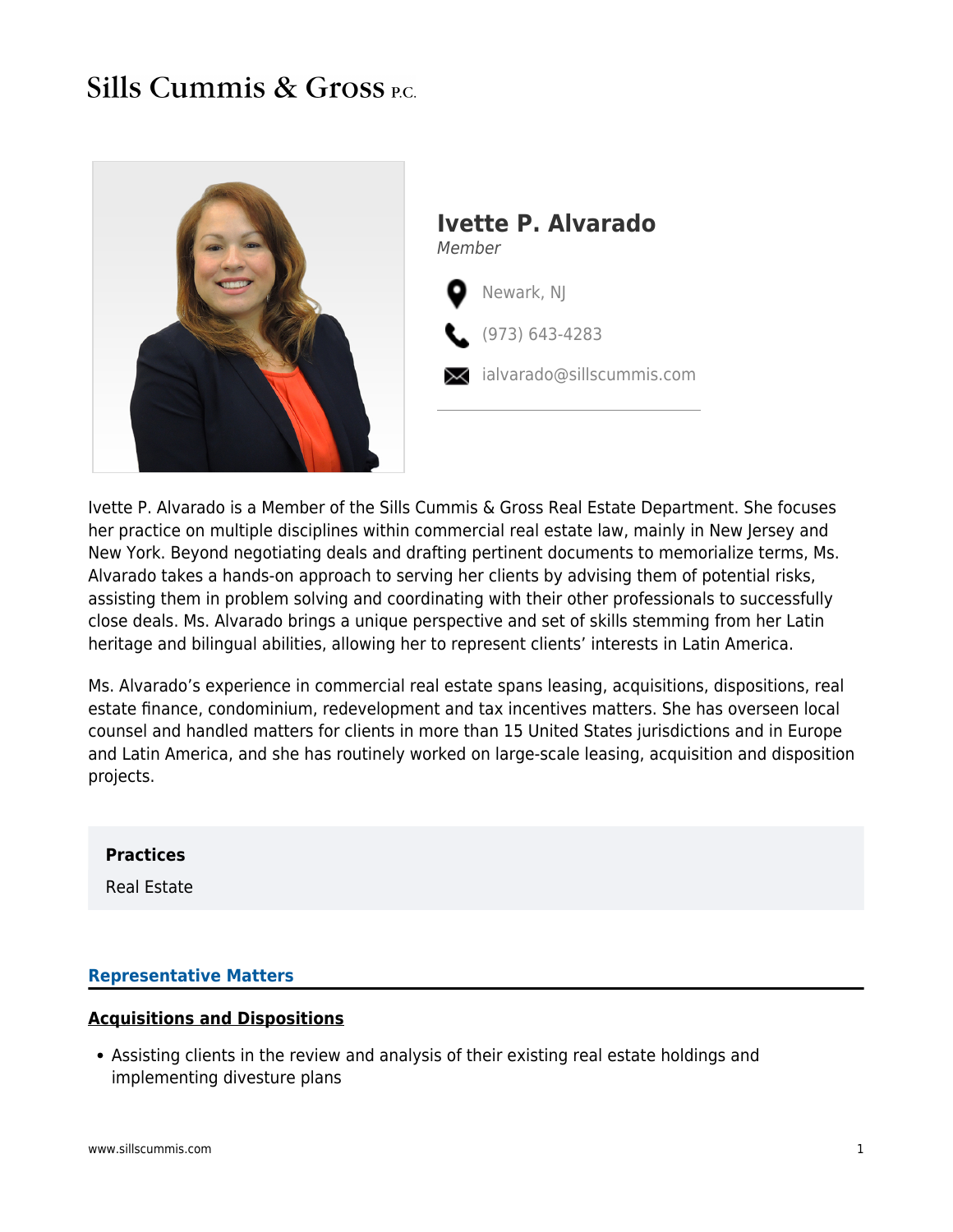Sills Cummis & Gross P.C.

# Ivette P. Alvarado

*Member*

Newark, NJ

(973) 643-4283

ialvarado@sillscummis.com

Ivette P. Alvarado is a Member of the Sills Cummis & Gross Real Estate Department. She focuses her practice on multiple disciplines within commercial real estate law, mainly in New Jersey and New York. Beyond negotiating deals and drafting pertinent documents to memorialize terms, Ms. Alvarado takes a hands-on approach to serving her clients by advising them of potential risks, assisting them in problem solving and coordinating with their other professionals to successfully close deals. Ms. Alvarado brings a unique perspective and set of skills stemming from her Latin heritage and bilingual abilities, allowing her to represent clients' interests in Latin America.

Ms. Alvarado's experience in commercial real estate spans leasing, acquisitions, dispositions, real estate finance, condominium, redevelopment and tax incentives matters. She has overseen local counsel and handled matters for clients in more than 15 United States jurisdictions and in Europe and Latin America, and she has routinely worked on large-scale leasing, acquisition and disposition projects.

**Practices**

Real Estate

## Representative Matters

### Acquisitions and Dispositions

- Assisting clients in the review and analysis of their existing real estate holdings and implementing divesture plans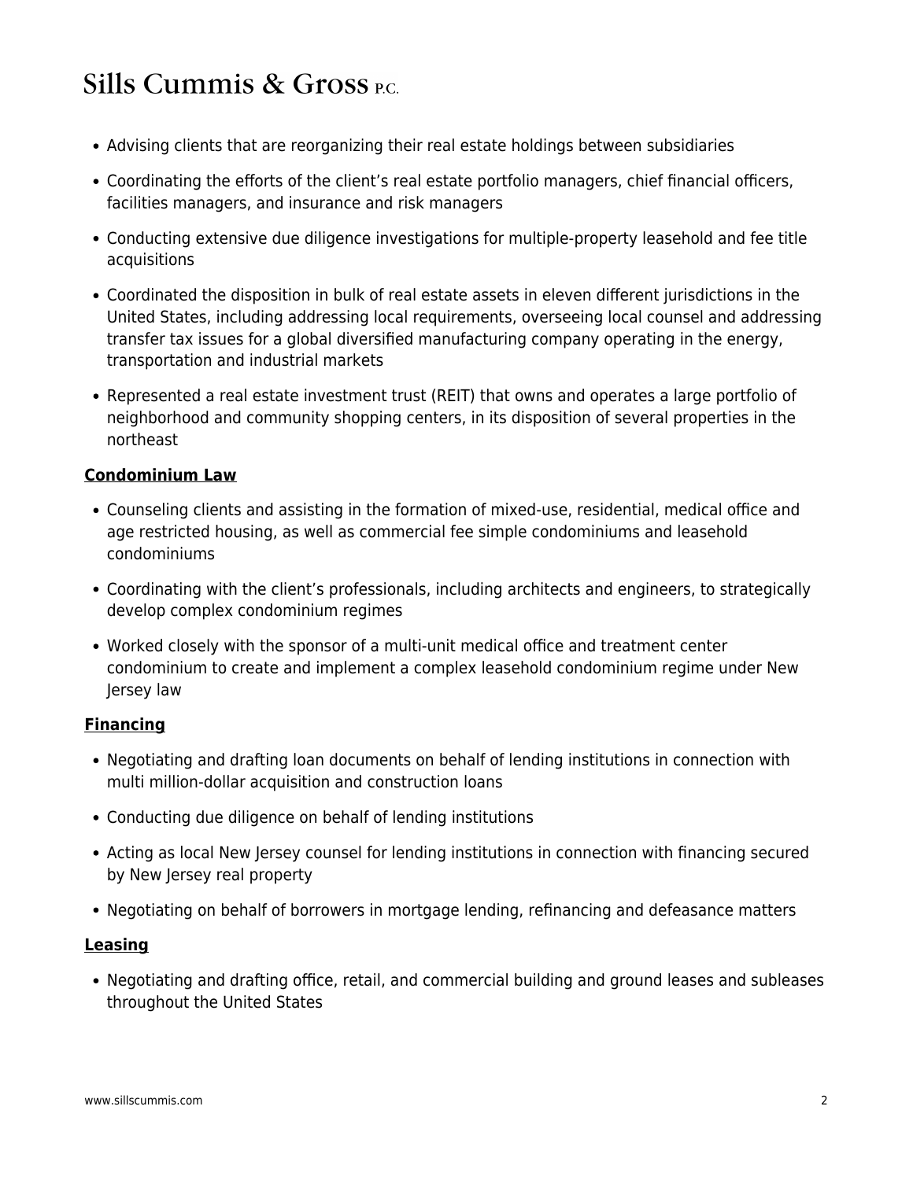- Advising clients that are reorganizing their real estate holdings between subsidiaries
- Coordinating the efforts of the client's real estate portfolio managers, chief financial officers, facilities managers, and insurance and risk managers
- Conducting extensive due diligence investigations for multiple-property leasehold and fee title acquisitions
- Coordinated the disposition in bulk of real estate assets in eleven different jurisdictions in the United States, including addressing local requirements, overseeing local counsel and addressing transfer tax issues for a global diversified manufacturing company operating in the energy, transportation and industrial markets
- Represented a real estate investment trust (REIT) that owns and operates a large portfolio of neighborhood and community shopping centers, in its disposition of several properties in the northeast

**Condominium Law**

- Counseling clients and assisting in the formation of mixed-use, residential, medical office and age restricted housing, as well as commercial fee simple condominiums and leasehold condominiums
- Coordinating with the client's professionals, including architects and engineers, to strategically develop complex condominium regimes
- Worked closely with the sponsor of a multi-unit medical office and treatment center condominium to create and implement a complex leasehold condominium regime under New Jersey law

**Financing**

- Negotiating and drafting loan documents on behalf of lending institutions in connection with multi million-dollar acquisition and construction loans
- Conducting due diligence on behalf of lending institutions
- Acting as local New Jersey counsel for lending institutions in connection with financing secured by New Jersey real property
- Negotiating on behalf of borrowers in mortgage lending, refinancing and defeasance matters

**Leasing**

- Negotiating and drafting office, retail, and commercial building and ground leases and subleases throughout the United States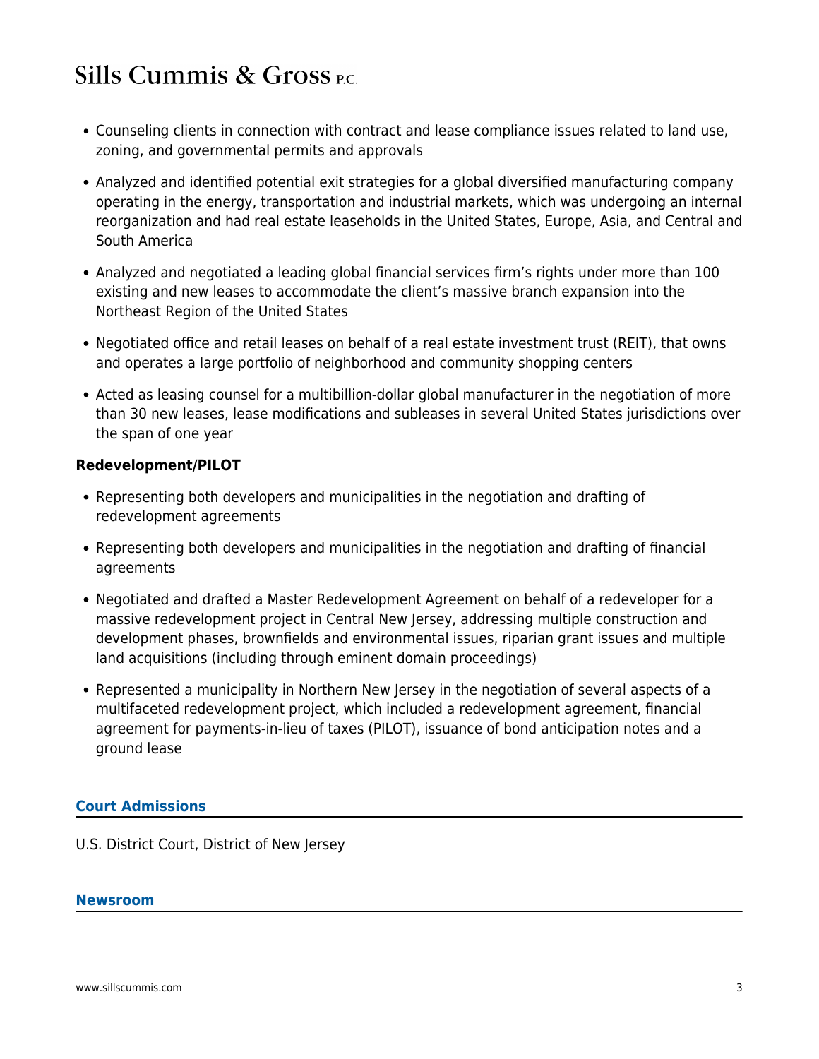- Counseling clients in connection with contract and lease compliance issues related to land use, zoning, and governmental permits and approvals
- Analyzed and identified potential exit strategies for a global diversified manufacturing company operating in the energy, transportation and industrial markets, which was undergoing an internal reorganization and had real estate leaseholds in the United States, Europe, Asia, and Central and South America
- Analyzed and negotiated a leading global financial services firm's rights under more than 100 existing and new leases to accommodate the client's massive branch expansion into the Northeast Region of the United States
- Negotiated office and retail leases on behalf of a real estate investment trust (REIT), that owns and operates a large portfolio of neighborhood and community shopping centers
- Acted as leasing counsel for a multibillion-dollar global manufacturer in the negotiation of more than 30 new leases, lease modifications and subleases in several United States jurisdictions over the span of one year

**Redevelopment/PILOT**

- Representing both developers and municipalities in the negotiation and drafting of redevelopment agreements
- Representing both developers and municipalities in the negotiation and drafting of financial agreements
- Negotiated and drafted a Master Redevelopment Agreement on behalf of a redeveloper for a massive redevelopment project in Central New Jersey, addressing multiple construction and development phases, brownfields and environmental issues, riparian grant issues and multiple land acquisitions (including through eminent domain proceedings)
- Represented a municipality in Northern New Jersey in the negotiation of several aspects of a multifaceted redevelopment project, which included a redevelopment agreement, financial agreement for payments-in-lieu of taxes (PILOT), issuance of bond anticipation notes and a ground lease

## Court Admissions

U.S. District Court, District of New Jersey

## Newsroom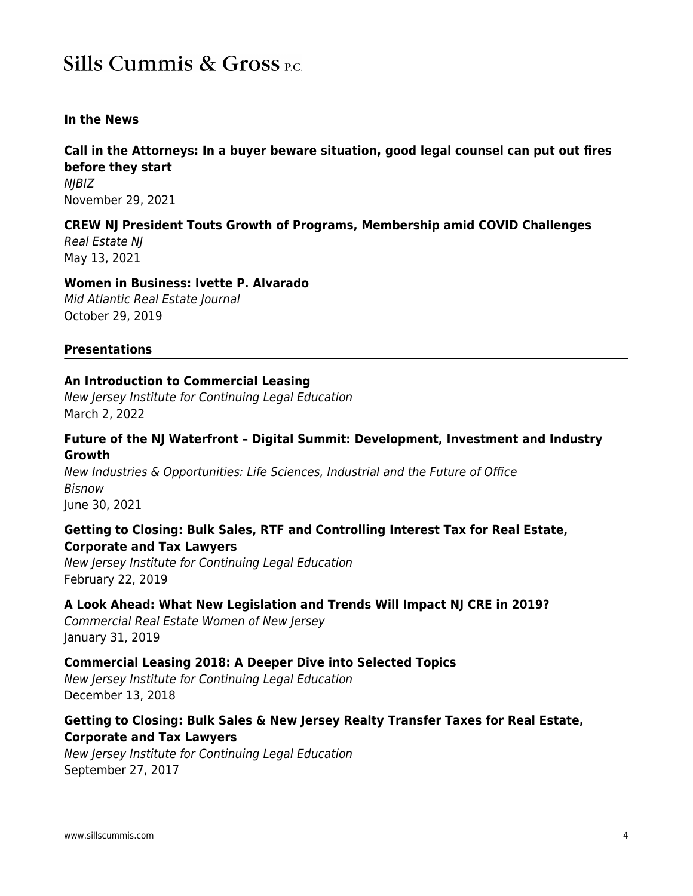## In the News

**Call in the Attorneys: In a buyer beware situation, good legal counsel can put out fires before they start**
*NJBIZ*
November 29, 2021

**CREW NJ President Touts Growth of Programs, Membership amid COVID Challenges**
*Real Estate NJ*
May 13, 2021

**Women in Business: Ivette P. Alvarado**
*Mid Atlantic Real Estate Journal*
October 29, 2019

## Presentations

**An Introduction to Commercial Leasing**
*New Jersey Institute for Continuing Legal Education*
March 2, 2022

**Future of the NJ Waterfront – Digital Summit: Development, Investment and Industry Growth**
*New Industries & Opportunities: Life Sciences, Industrial and the Future of Office*
*Bisnow*
June 30, 2021

**Getting to Closing: Bulk Sales, RTF and Controlling Interest Tax for Real Estate, Corporate and Tax Lawyers**
*New Jersey Institute for Continuing Legal Education*
February 22, 2019

**A Look Ahead: What New Legislation and Trends Will Impact NJ CRE in 2019?**
*Commercial Real Estate Women of New Jersey*
January 31, 2019

**Commercial Leasing 2018: A Deeper Dive into Selected Topics**
*New Jersey Institute for Continuing Legal Education*
December 13, 2018

**Getting to Closing: Bulk Sales & New Jersey Realty Transfer Taxes for Real Estate, Corporate and Tax Lawyers**
*New Jersey Institute for Continuing Legal Education*
September 27, 2017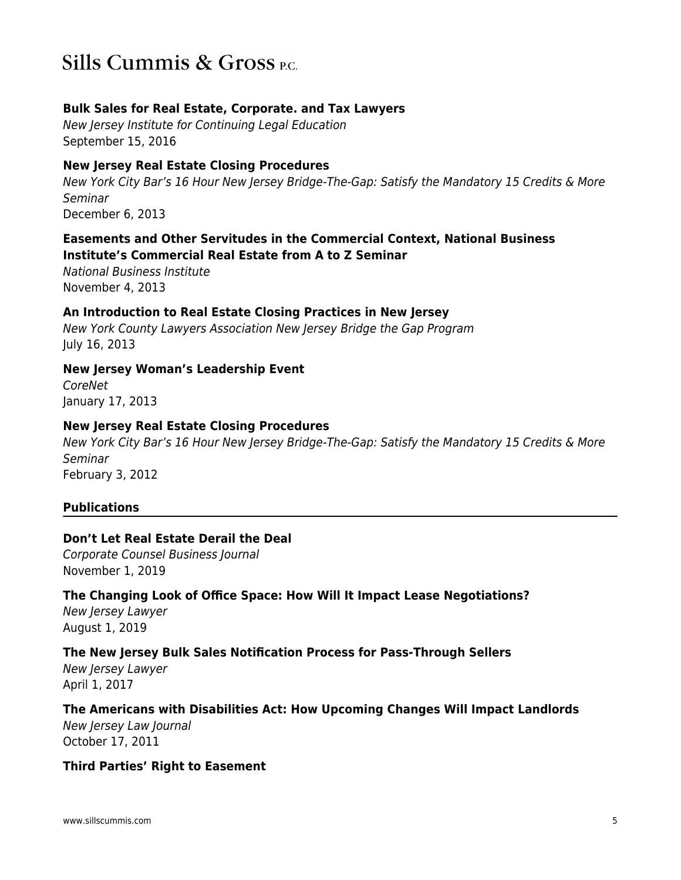**Bulk Sales for Real Estate, Corporate. and Tax Lawyers**
*New Jersey Institute for Continuing Legal Education*
September 15, 2016

**New Jersey Real Estate Closing Procedures**
*New York City Bar's 16 Hour New Jersey Bridge-The-Gap: Satisfy the Mandatory 15 Credits & More Seminar*
December 6, 2013

**Easements and Other Servitudes in the Commercial Context, National Business Institute's Commercial Real Estate from A to Z Seminar**
*National Business Institute*
November 4, 2013

**An Introduction to Real Estate Closing Practices in New Jersey**
*New York County Lawyers Association New Jersey Bridge the Gap Program*
July 16, 2013

**New Jersey Woman's Leadership Event**
*CoreNet*
January 17, 2013

**New Jersey Real Estate Closing Procedures**
*New York City Bar's 16 Hour New Jersey Bridge-The-Gap: Satisfy the Mandatory 15 Credits & More Seminar*
February 3, 2012

## Publications

**Don't Let Real Estate Derail the Deal**
*Corporate Counsel Business Journal*
November 1, 2019

**The Changing Look of Office Space: How Will It Impact Lease Negotiations?**
*New Jersey Lawyer*
August 1, 2019

**The New Jersey Bulk Sales Notification Process for Pass-Through Sellers**
*New Jersey Lawyer*
April 1, 2017

**The Americans with Disabilities Act: How Upcoming Changes Will Impact Landlords**
*New Jersey Law Journal*
October 17, 2011

**Third Parties' Right to Easement**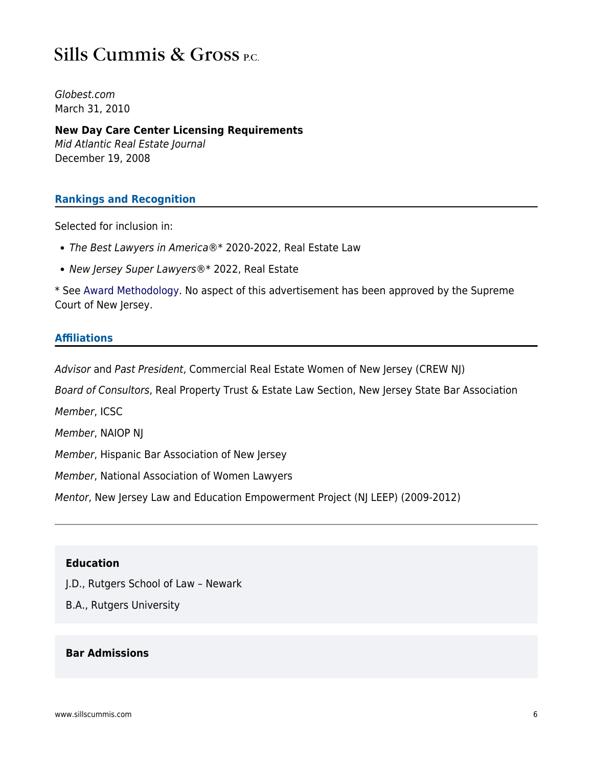*Globest.com*
March 31, 2010

**New Day Care Center Licensing Requirements**
*Mid Atlantic Real Estate Journal*
December 19, 2008

## Rankings and Recognition

Selected for inclusion in:

- *The Best Lawyers in America®** 2020-2022, Real Estate Law
- *New Jersey Super Lawyers®** 2022, Real Estate

* See Award Methodology. No aspect of this advertisement has been approved by the Supreme Court of New Jersey.

## Affiliations

*Advisor* and *Past President*, Commercial Real Estate Women of New Jersey (CREW NJ)

*Board of Consultors*, Real Property Trust & Estate Law Section, New Jersey State Bar Association

*Member*, ICSC

*Member*, NAIOP NJ

*Member*, Hispanic Bar Association of New Jersey

*Member*, National Association of Women Lawyers

*Mentor*, New Jersey Law and Education Empowerment Project (NJ LEEP) (2009-2012)

---

**Education**

J.D., Rutgers School of Law – Newark

B.A., Rutgers University

**Bar Admissions**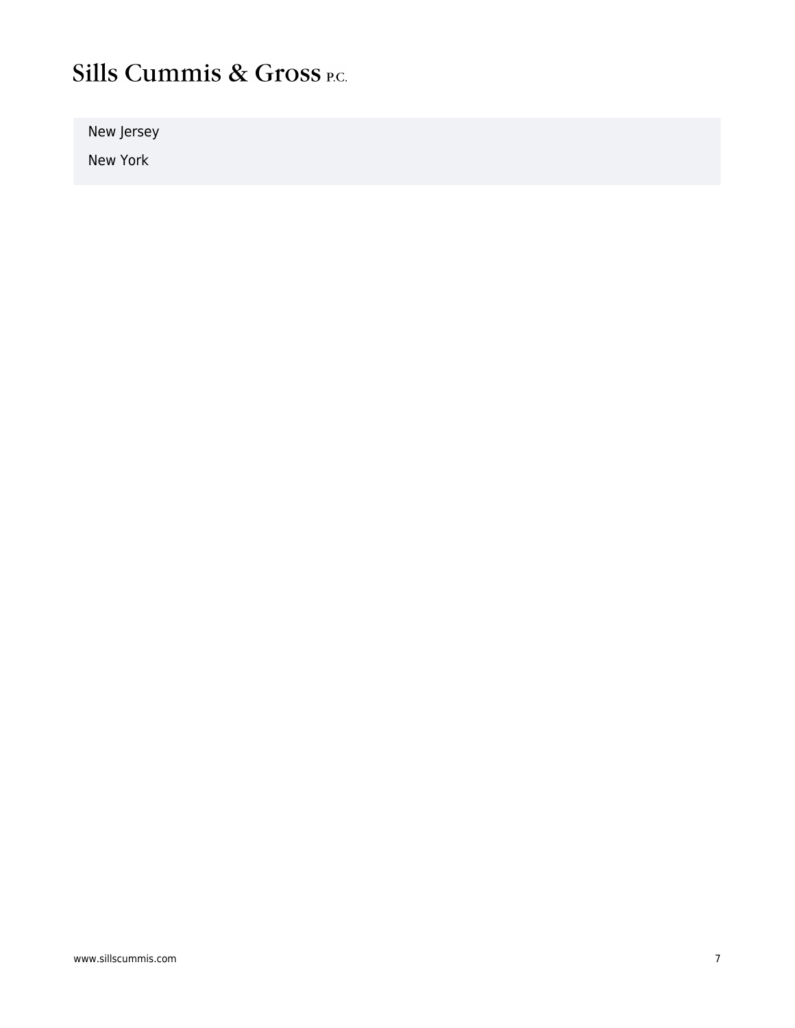New Jersey

New York